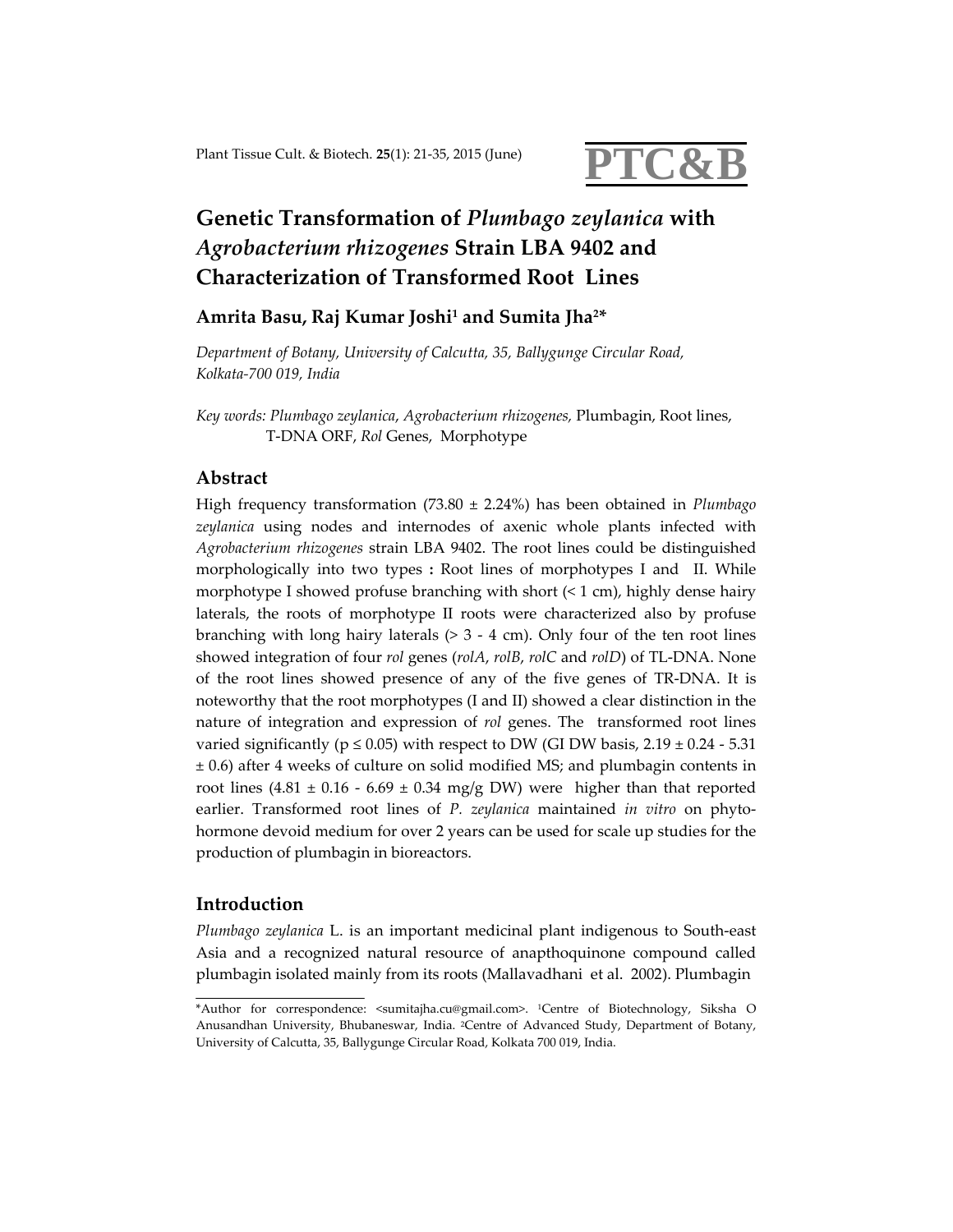# Genetic Transformation of *Plumbago zeylanica* with *Agrobacterium rhizogenes* Strain LBA 9402 and Characterization of Transformed Root Lines

**Amrita Basu, Raj Kumar Joshi[1] and Sumita Jha[2]***

*Department of Botany, University of Calcutta, 35, Ballygunge Circular Road, Kolkata-700 019, India*

*Key words: Plumbago zeylanica, Agrobacterium rhizogenes,* Plumbagin, Root lines, T-DNA ORF, *Rol* Genes, Morphotype

## Abstract

High frequency transformation (73.80 ± 2.24%) has been obtained in *Plumbago zeylanica* using nodes and internodes of axenic whole plants infected with *Agrobacterium rhizogenes* strain LBA 9402. The root lines could be distinguished morphologically into two types **:** Root lines of morphotypes I and II. While morphotype I showed profuse branching with short (< 1 cm), highly dense hairy laterals, the roots of morphotype II roots were characterized also by profuse branching with long hairy laterals (> 3 - 4 cm). Only four of the ten root lines showed integration of four *rol* genes (*rolA*, *rolB*, *rolC* and *rolD*) of TL-DNA. None of the root lines showed presence of any of the five genes of TR-DNA. It is noteworthy that the root morphotypes (I and II) showed a clear distinction in the nature of integration and expression of *rol* genes. The transformed root lines varied significantly ($p \leq 0.05$) with respect to DW (GI DW basis, 2.19 ± 0.24 - 5.31 ± 0.6) after 4 weeks of culture on solid modified MS; and plumbagin contents in root lines (4.81 ± 0.16 - 6.69 ± 0.34 mg/g DW) were higher than that reported earlier. Transformed root lines of *P. zeylanica* maintained *in vitro* on phytohormone devoid medium for over 2 years can be used for scale up studies for the production of plumbagin in bioreactors.

## Introduction

*Plumbago zeylanica* L. is an important medicinal plant indigenous to South-east Asia and a recognized natural resource of anapthoquinone compound called plumbagin isolated mainly from its roots (Mallavadhani et al. 2002). Plumbagin

---

*Author for correspondence: <sumitajha.cu@gmail.com>. [1]Centre of Biotechnology, Siksha O Anusandhan University, Bhubaneswar, India. [2]Centre of Advanced Study, Department of Botany, University of Calcutta, 35, Ballygunge Circular Road, Kolkata 700 019, India.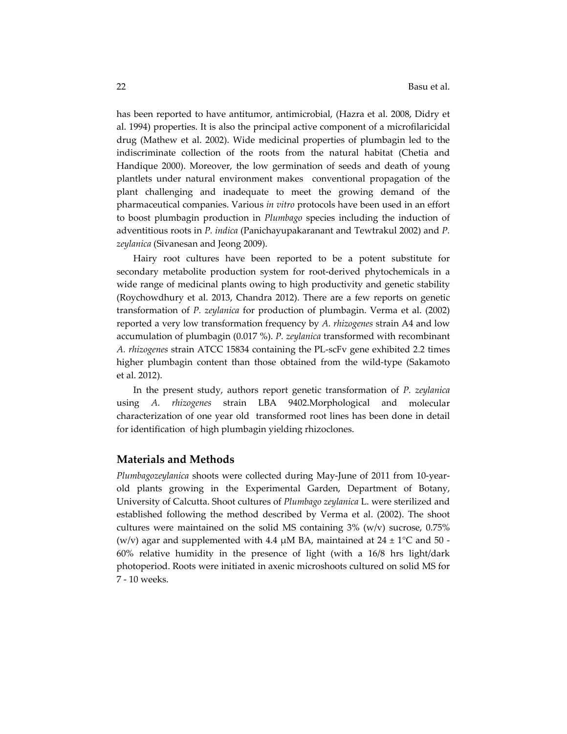has been reported to have antitumor, antimicrobial, (Hazra et al. 2008, Didry et al. 1994) properties. It is also the principal active component of a microfilaricidal drug (Mathew et al. 2002). Wide medicinal properties of plumbagin led to the indiscriminate collection of the roots from the natural habitat (Chetia and Handique 2000). Moreover, the low germination of seeds and death of young plantlets under natural environment makes conventional propagation of the plant challenging and inadequate to meet the growing demand of the pharmaceutical companies. Various *in vitro* protocols have been used in an effort to boost plumbagin production in *Plumbago* species including the induction of adventitious roots in *P. indica* (Panichayupakaranant and Tewtrakul 2002) and *P. zeylanica* (Sivanesan and Jeong 2009).

Hairy root cultures have been reported to be a potent substitute for secondary metabolite production system for root-derived phytochemicals in a wide range of medicinal plants owing to high productivity and genetic stability (Roychowdhury et al. 2013, Chandra 2012). There are a few reports on genetic transformation of *P. zeylanica* for production of plumbagin. Verma et al. (2002) reported a very low transformation frequency by *A. rhizogenes* strain A4 and low accumulation of plumbagin (0.017 %). *P. zeylanica* transformed with recombinant *A. rhizogenes* strain ATCC 15834 containing the PL-scFv gene exhibited 2.2 times higher plumbagin content than those obtained from the wild-type (Sakamoto et al. 2012).

In the present study, authors report genetic transformation of *P. zeylanica* using *A. rhizogenes* strain LBA 9402.Morphological and molecular characterization of one year old transformed root lines has been done in detail for identification of high plumbagin yielding rhizoclones.

## Materials and Methods

*Plumbagozeylanica* shoots were collected during May-June of 2011 from 10-year-old plants growing in the Experimental Garden, Department of Botany, University of Calcutta. Shoot cultures of *Plumbago zeylanica* L. were sterilized and established following the method described by Verma et al. (2002). The shoot cultures were maintained on the solid MS containing 3% (w/v) sucrose, 0.75% (w/v) agar and supplemented with 4.4 μM BA, maintained at 24 ± 1°C and 50 - 60% relative humidity in the presence of light (with a 16/8 hrs light/dark photoperiod. Roots were initiated in axenic microshoots cultured on solid MS for 7 - 10 weeks.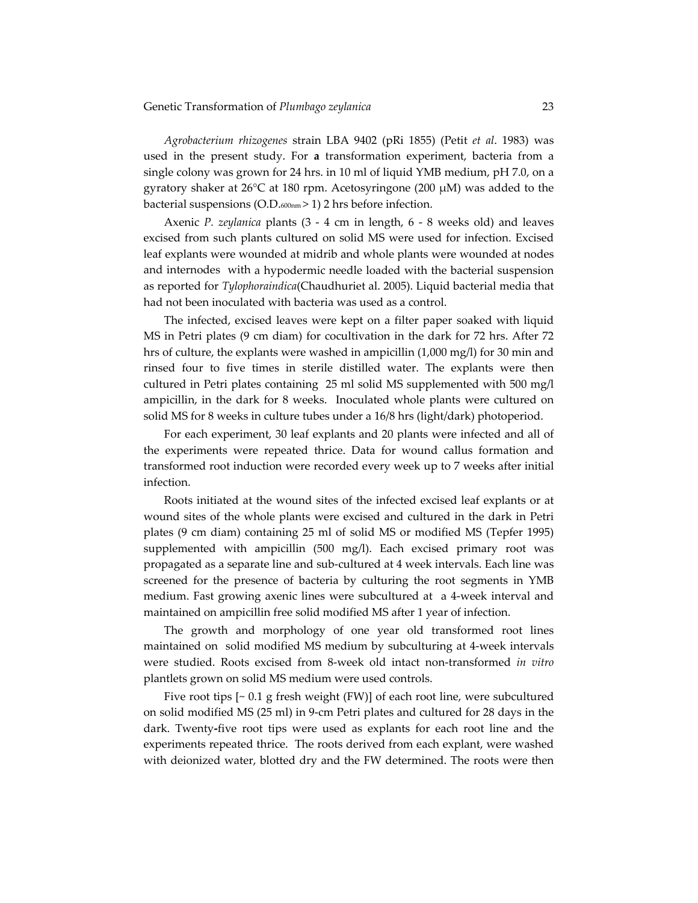*Agrobacterium rhizogenes* strain LBA 9402 (pRi 1855) (Petit *et al*. 1983) was used in the present study. For **a** transformation experiment, bacteria from a single colony was grown for 24 hrs. in 10 ml of liquid YMB medium, pH 7.0, on a gyratory shaker at 26°C at 180 rpm. Acetosyringone (200 μM) was added to the bacterial suspensions (O.D.$_{600nm}$ > 1) 2 hrs before infection.

Axenic *P. zeylanica* plants (3 - 4 cm in length, 6 - 8 weeks old) and leaves excised from such plants cultured on solid MS were used for infection. Excised leaf explants were wounded at midrib and whole plants were wounded at nodes and internodes with a hypodermic needle loaded with the bacterial suspension as reported for *Tylophoraindica*(Chaudhuriet al. 2005). Liquid bacterial media that had not been inoculated with bacteria was used as a control.

The infected, excised leaves were kept on a filter paper soaked with liquid MS in Petri plates (9 cm diam) for cocultivation in the dark for 72 hrs. After 72 hrs of culture, the explants were washed in ampicillin (1,000 mg/l) for 30 min and rinsed four to five times in sterile distilled water. The explants were then cultured in Petri plates containing 25 ml solid MS supplemented with 500 mg/l ampicillin, in the dark for 8 weeks. Inoculated whole plants were cultured on solid MS for 8 weeks in culture tubes under a 16/8 hrs (light/dark) photoperiod.

For each experiment, 30 leaf explants and 20 plants were infected and all of the experiments were repeated thrice. Data for wound callus formation and transformed root induction were recorded every week up to 7 weeks after initial infection.

Roots initiated at the wound sites of the infected excised leaf explants or at wound sites of the whole plants were excised and cultured in the dark in Petri plates (9 cm diam) containing 25 ml of solid MS or modified MS (Tepfer 1995) supplemented with ampicillin (500 mg/l). Each excised primary root was propagated as a separate line and sub-cultured at 4 week intervals. Each line was screened for the presence of bacteria by culturing the root segments in YMB medium. Fast growing axenic lines were subcultured at a 4-week interval and maintained on ampicillin free solid modified MS after 1 year of infection.

The growth and morphology of one year old transformed root lines maintained on solid modified MS medium by subculturing at 4-week intervals were studied. Roots excised from 8-week old intact non-transformed *in vitro* plantlets grown on solid MS medium were used controls.

Five root tips [~ 0.1 g fresh weight (FW)] of each root line, were subcultured on solid modified MS (25 ml) in 9-cm Petri plates and cultured for 28 days in the dark. Twenty-five root tips were used as explants for each root line and the experiments repeated thrice. The roots derived from each explant, were washed with deionized water, blotted dry and the FW determined. The roots were then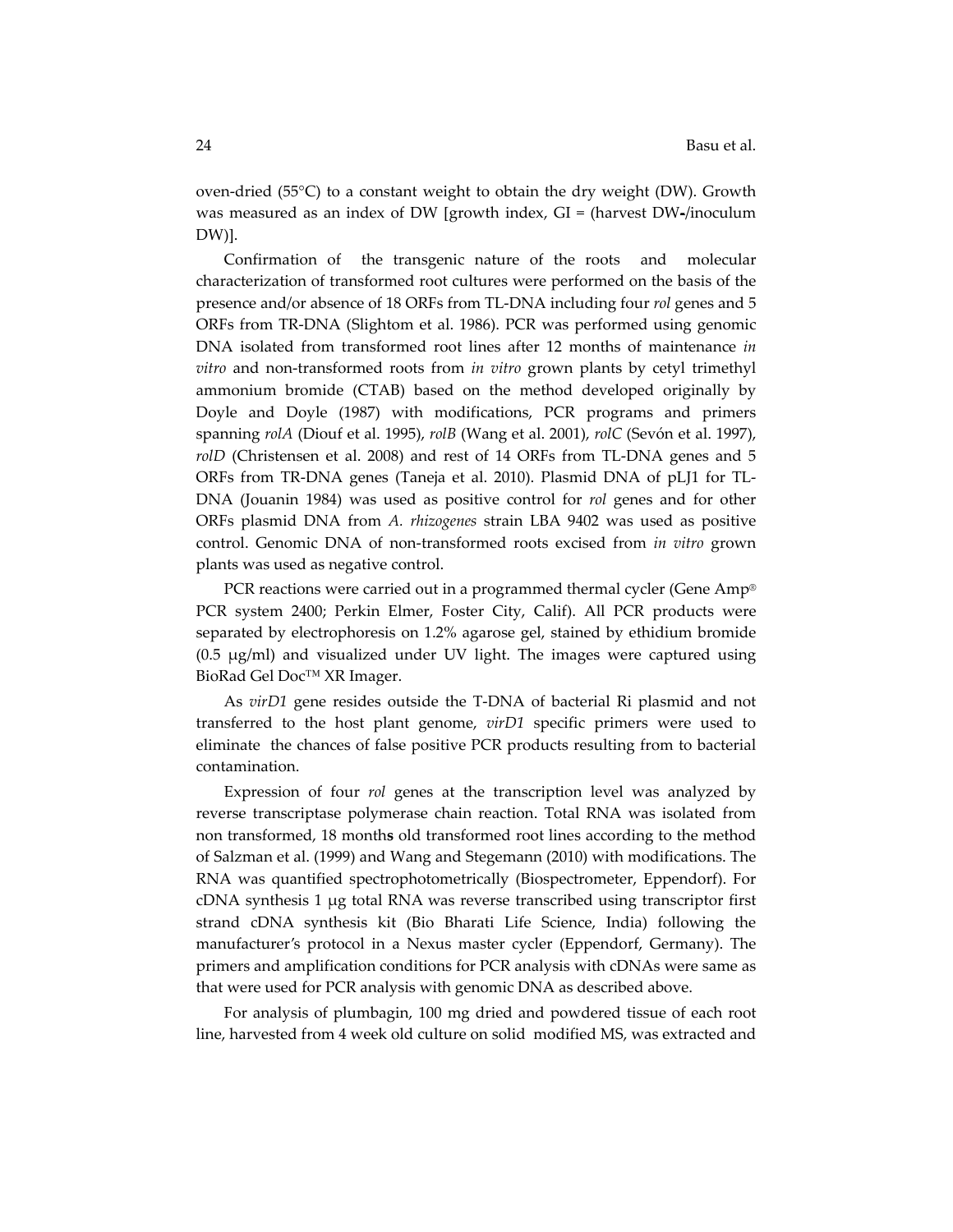oven-dried (55°C) to a constant weight to obtain the dry weight (DW). Growth was measured as an index of DW [growth index, GI = (harvest DW-/inoculum DW)].

Confirmation of the transgenic nature of the roots and molecular characterization of transformed root cultures were performed on the basis of the presence and/or absence of 18 ORFs from TL-DNA including four *rol* genes and 5 ORFs from TR-DNA (Slightom et al. 1986). PCR was performed using genomic DNA isolated from transformed root lines after 12 months of maintenance *in vitro* and non-transformed roots from *in vitro* grown plants by cetyl trimethyl ammonium bromide (CTAB) based on the method developed originally by Doyle and Doyle (1987) with modifications, PCR programs and primers spanning *rolA* (Diouf et al. 1995), *rolB* (Wang et al. 2001), *rolC* (Sevón et al. 1997), *rolD* (Christensen et al. 2008) and rest of 14 ORFs from TL-DNA genes and 5 ORFs from TR-DNA genes (Taneja et al. 2010). Plasmid DNA of pLJ1 for TL-DNA (Jouanin 1984) was used as positive control for *rol* genes and for other ORFs plasmid DNA from *A. rhizogenes* strain LBA 9402 was used as positive control. Genomic DNA of non-transformed roots excised from *in vitro* grown plants was used as negative control.

PCR reactions were carried out in a programmed thermal cycler (Gene Amp® PCR system 2400; Perkin Elmer, Foster City, Calif). All PCR products were separated by electrophoresis on 1.2% agarose gel, stained by ethidium bromide (0.5 μg/ml) and visualized under UV light. The images were captured using BioRad Gel Doc™ XR Imager.

As *virD1* gene resides outside the T-DNA of bacterial Ri plasmid and not transferred to the host plant genome, *virD1* specific primers were used to eliminate the chances of false positive PCR products resulting from to bacterial contamination.

Expression of four *rol* genes at the transcription level was analyzed by reverse transcriptase polymerase chain reaction. Total RNA was isolated from non transformed, 18 month**s** old transformed root lines according to the method of Salzman et al. (1999) and Wang and Stegemann (2010) with modifications. The RNA was quantified spectrophotometrically (Biospectrometer, Eppendorf). For cDNA synthesis 1 μg total RNA was reverse transcribed using transcriptor first strand cDNA synthesis kit (Bio Bharati Life Science, India) following the manufacturer's protocol in a Nexus master cycler (Eppendorf, Germany). The primers and amplification conditions for PCR analysis with cDNAs were same as that were used for PCR analysis with genomic DNA as described above.

For analysis of plumbagin, 100 mg dried and powdered tissue of each root line, harvested from 4 week old culture on solid modified MS, was extracted and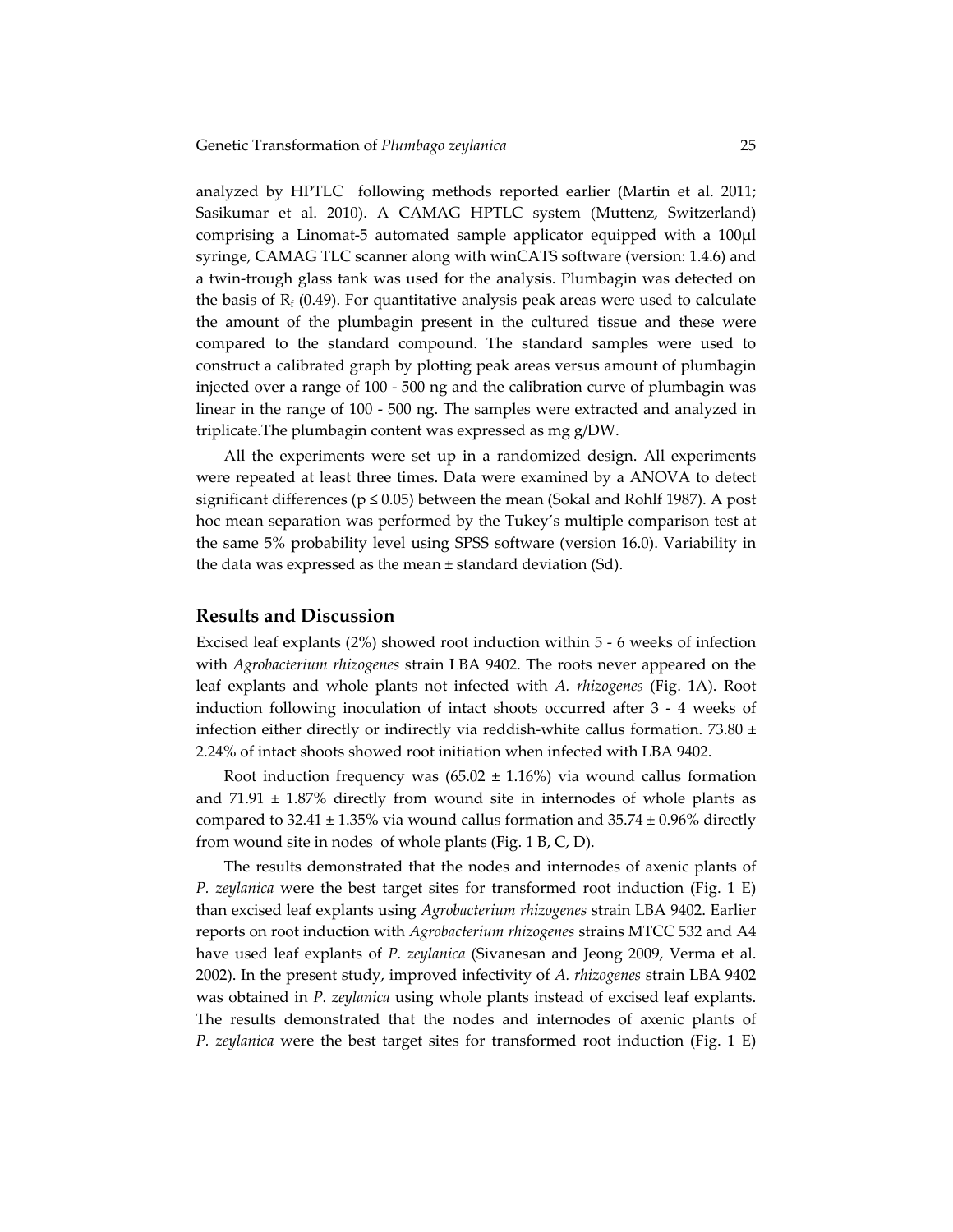analyzed by HPTLC following methods reported earlier (Martin et al. 2011; Sasikumar et al. 2010). A CAMAG HPTLC system (Muttenz, Switzerland) comprising a Linomat-5 automated sample applicator equipped with a 100μl syringe, CAMAG TLC scanner along with winCATS software (version: 1.4.6) and a twin-trough glass tank was used for the analysis. Plumbagin was detected on the basis of $R_f$ (0.49). For quantitative analysis peak areas were used to calculate the amount of the plumbagin present in the cultured tissue and these were compared to the standard compound. The standard samples were used to construct a calibrated graph by plotting peak areas versus amount of plumbagin injected over a range of 100 - 500 ng and the calibration curve of plumbagin was linear in the range of 100 - 500 ng. The samples were extracted and analyzed in triplicate.The plumbagin content was expressed as mg g/DW.

All the experiments were set up in a randomized design. All experiments were repeated at least three times. Data were examined by a ANOVA to detect significant differences ($p \leq 0.05$) between the mean (Sokal and Rohlf 1987). A post hoc mean separation was performed by the Tukey's multiple comparison test at the same 5% probability level using SPSS software (version 16.0). Variability in the data was expressed as the mean ± standard deviation (Sd).

## Results and Discussion

Excised leaf explants (2%) showed root induction within 5 - 6 weeks of infection with *Agrobacterium rhizogenes* strain LBA 9402. The roots never appeared on the leaf explants and whole plants not infected with *A. rhizogenes* (Fig. 1A). Root induction following inoculation of intact shoots occurred after 3 - 4 weeks of infection either directly or indirectly via reddish-white callus formation. 73.80 ± 2.24% of intact shoots showed root initiation when infected with LBA 9402.

Root induction frequency was (65.02 ± 1.16%) via wound callus formation and 71.91 ± 1.87% directly from wound site in internodes of whole plants as compared to 32.41 ± 1.35% via wound callus formation and 35.74 ± 0.96% directly from wound site in nodes of whole plants (Fig. 1 B, C, D).

The results demonstrated that the nodes and internodes of axenic plants of *P. zeylanica* were the best target sites for transformed root induction (Fig. 1 E) than excised leaf explants using *Agrobacterium rhizogenes* strain LBA 9402. Earlier reports on root induction with *Agrobacterium rhizogenes* strains MTCC 532 and A4 have used leaf explants of *P. zeylanica* (Sivanesan and Jeong 2009, Verma et al. 2002). In the present study, improved infectivity of *A. rhizogenes* strain LBA 9402 was obtained in *P. zeylanica* using whole plants instead of excised leaf explants. The results demonstrated that the nodes and internodes of axenic plants of *P. zeylanica* were the best target sites for transformed root induction (Fig. 1 E)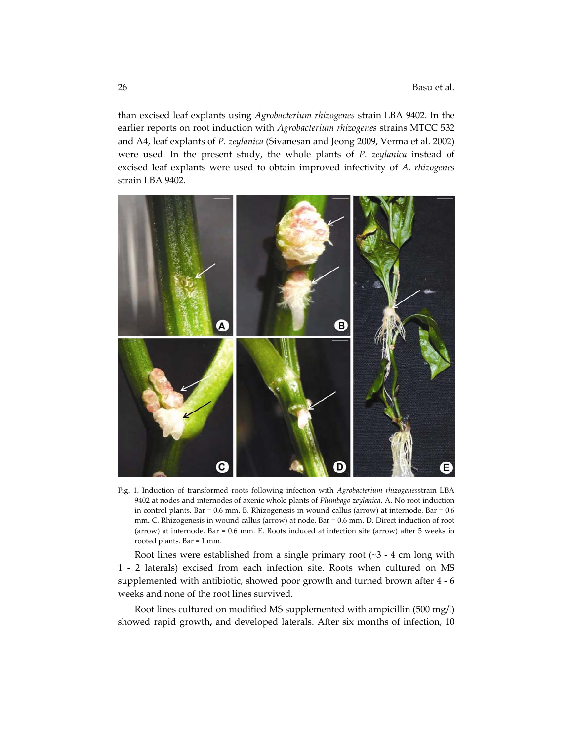than excised leaf explants using *Agrobacterium rhizogenes* strain LBA 9402. In the earlier reports on root induction with *Agrobacterium rhizogenes* strains MTCC 532 and A4, leaf explants of *P. zeylanica* (Sivanesan and Jeong 2009, Verma et al. 2002) were used. In the present study, the whole plants of *P. zeylanica* instead of excised leaf explants were used to obtain improved infectivity of *A. rhizogenes* strain LBA 9402.

Fig. 1. Induction of transformed roots following infection with *Agrobacterium rhizogenes*strain LBA 9402 at nodes and internodes of axenic whole plants of *Plumbago zeylanica*. A. No root induction in control plants. Bar = 0.6 mm. B. Rhizogenesis in wound callus (arrow) at internode. Bar = 0.6 mm. C. Rhizogenesis in wound callus (arrow) at node. Bar = 0.6 mm. D. Direct induction of root (arrow) at internode. Bar = 0.6 mm. E. Roots induced at infection site (arrow) after 5 weeks in rooted plants. Bar = 1 mm.

Root lines were established from a single primary root (~3 - 4 cm long with 1 - 2 laterals) excised from each infection site. Roots when cultured on MS supplemented with antibiotic, showed poor growth and turned brown after 4 - 6 weeks and none of the root lines survived.

Root lines cultured on modified MS supplemented with ampicillin (500 mg/l) showed rapid growth, and developed laterals. After six months of infection, 10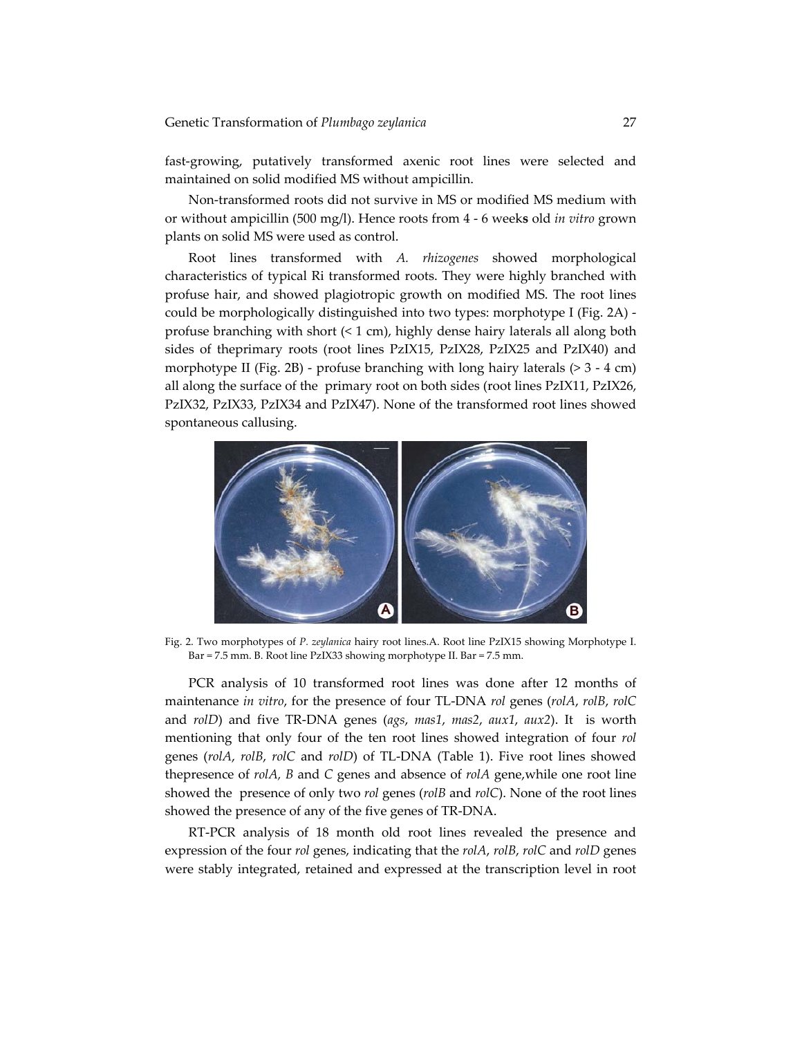fast-growing, putatively transformed axenic root lines were selected and maintained on solid modified MS without ampicillin.

Non-transformed roots did not survive in MS or modified MS medium with or without ampicillin (500 mg/l). Hence roots from 4 - 6 weeks old *in vitro* grown plants on solid MS were used as control.

Root lines transformed with *A. rhizogenes* showed morphological characteristics of typical Ri transformed roots. They were highly branched with profuse hair, and showed plagiotropic growth on modified MS. The root lines could be morphologically distinguished into two types: morphotype I (Fig. 2A) - profuse branching with short (< 1 cm), highly dense hairy laterals all along both sides of theprimary roots (root lines PzIX15, PzIX28, PzIX25 and PzIX40) and morphotype II (Fig. 2B) - profuse branching with long hairy laterals (> 3 - 4 cm) all along the surface of the primary root on both sides (root lines PzIX11, PzIX26, PzIX32, PzIX33, PzIX34 and PzIX47). None of the transformed root lines showed spontaneous callusing.

Fig. 2. Two morphotypes of *P. zeylanica* hairy root lines.A. Root line PzIX15 showing Morphotype I. Bar = 7.5 mm. B. Root line PzIX33 showing morphotype II. Bar = 7.5 mm.

PCR analysis of 10 transformed root lines was done after 12 months of maintenance *in vitro*, for the presence of four TL-DNA *rol* genes (*rolA*, *rolB*, *rolC* and *rolD*) and five TR-DNA genes (*ags*, *mas1*, *mas2*, *aux1*, *aux2*). It is worth mentioning that only four of the ten root lines showed integration of four *rol* genes (*rolA*, *rolB*, *rolC* and *rolD*) of TL-DNA (Table 1). Five root lines showed thepresence of *rolA, B* and *C* genes and absence of *rolA* gene,while one root line showed the presence of only two *rol* genes (*rolB* and *rolC*). None of the root lines showed the presence of any of the five genes of TR-DNA.

RT-PCR analysis of 18 month old root lines revealed the presence and expression of the four *rol* genes, indicating that the *rolA*, *rolB*, *rolC* and *rolD* genes were stably integrated, retained and expressed at the transcription level in root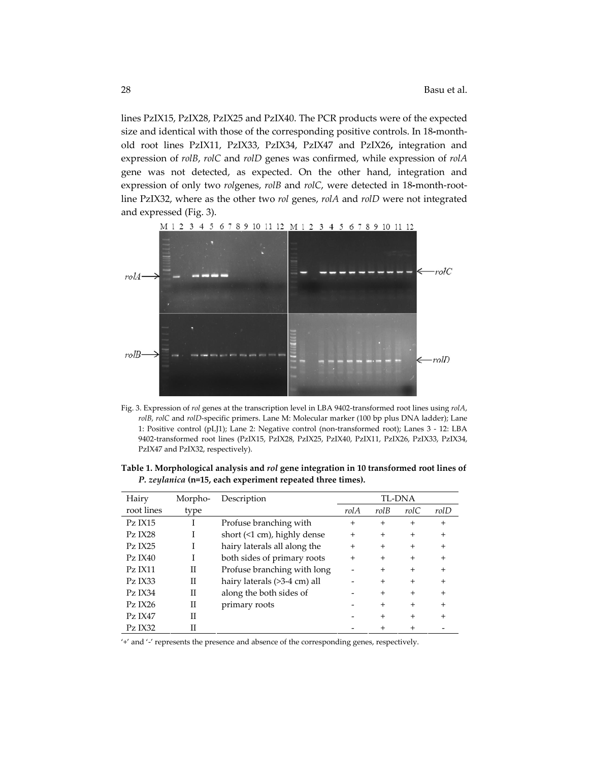lines PzIX15, PzIX28, PzIX25 and PzIX40. The PCR products were of the expected size and identical with those of the corresponding positive controls. In 18-month-old root lines PzIX11, PzIX33, PzIX34, PzIX47 and PzIX26, integration and expression of *rolB*, *rolC* and *rolD* genes was confirmed, while expression of *rolA* gene was not detected, as expected. On the other hand, integration and expression of only two *rol*genes, *rolB* and *rolC*, were detected in 18-month-root-line PzIX32, where as the other two *rol* genes, *rolA* and *rolD* were not integrated and expressed (Fig. 3).

Fig. 3. Expression of *rol* genes at the transcription level in LBA 9402-transformed root lines using *rolA*, *rolB*, *rolC* and *rolD*-specific primers. Lane M: Molecular marker (100 bp plus DNA ladder); Lane 1: Positive control (pLJ1); Lane 2: Negative control (non-transformed root); Lanes 3 - 12: LBA 9402-transformed root lines (PzIX15, PzIX28, PzIX25, PzIX40, PzIX11, PzIX26, PzIX33, PzIX34, PzIX47 and PzIX32, respectively).

**Table 1. Morphological analysis and *rol* gene integration in 10 transformed root lines of *P. zeylanica* (n=15, each experiment repeated three times).**

| Hairy root lines | Morpho-type | Description | TL-DNA | | | |
|---|---|---|---|---|---|---|
| | | | *rolA* | *rolB* | *rolC* | *rolD* |
| Pz IX15 | I | Profuse branching with short (<1 cm), highly dense hairy laterals all along the both sides of primary roots | + | + | + | + |
| Pz IX28 | I | | + | + | + | + |
| Pz IX25 | I | | + | + | + | + |
| Pz IX40 | I | | + | + | + | + |
| Pz IX11 | II | Profuse branching with long hairy laterals (>3-4 cm) all along the both sides of primary roots | - | + | + | + |
| Pz IX33 | II | | - | + | + | + |
| Pz IX34 | II | | - | + | + | + |
| Pz IX26 | II | | - | + | + | + |
| Pz IX47 | II | | - | + | + | + |
| Pz IX32 | II | | - | + | + | - |

'+' and '-' represents the presence and absence of the corresponding genes, respectively.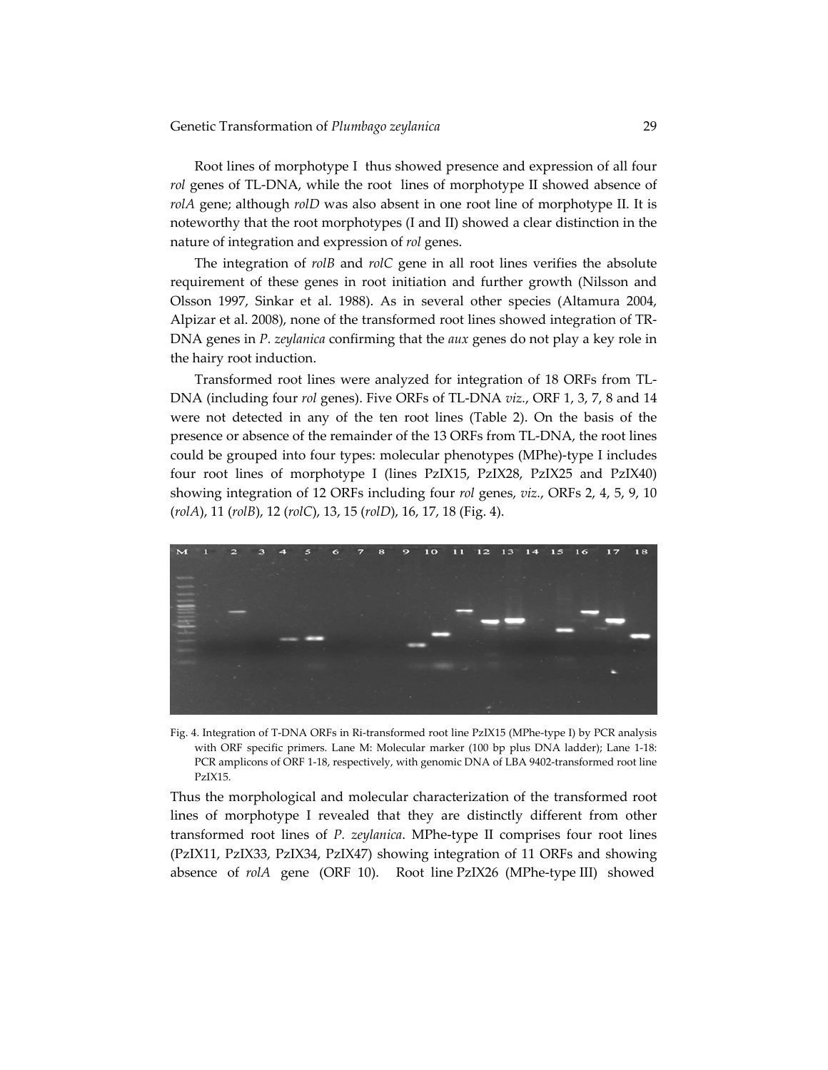Root lines of morphotype I thus showed presence and expression of all four *rol* genes of TL-DNA, while the root lines of morphotype II showed absence of *rolA* gene; although *rolD* was also absent in one root line of morphotype II. It is noteworthy that the root morphotypes (I and II) showed a clear distinction in the nature of integration and expression of *rol* genes.

The integration of *rolB* and *rolC* gene in all root lines verifies the absolute requirement of these genes in root initiation and further growth (Nilsson and Olsson 1997, Sinkar et al. 1988). As in several other species (Altamura 2004, Alpizar et al. 2008), none of the transformed root lines showed integration of TR-DNA genes in *P. zeylanica* confirming that the *aux* genes do not play a key role in the hairy root induction.

Transformed root lines were analyzed for integration of 18 ORFs from TL-DNA (including four *rol* genes). Five ORFs of TL-DNA *viz.*, ORF 1, 3, 7, 8 and 14 were not detected in any of the ten root lines (Table 2). On the basis of the presence or absence of the remainder of the 13 ORFs from TL-DNA, the root lines could be grouped into four types: molecular phenotypes (MPhe)-type I includes four root lines of morphotype I (lines PzIX15, PzIX28, PzIX25 and PzIX40) showing integration of 12 ORFs including four *rol* genes, *viz.*, ORFs 2, 4, 5, 9, 10 (*rolA*), 11 (*rolB*), 12 (*rolC*), 13, 15 (*rolD*), 16, 17, 18 (Fig. 4).

Fig. 4. Integration of T-DNA ORFs in Ri-transformed root line PzIX15 (MPhe-type I) by PCR analysis with ORF specific primers. Lane M: Molecular marker (100 bp plus DNA ladder); Lane 1-18: PCR amplicons of ORF 1-18, respectively, with genomic DNA of LBA 9402-transformed root line PzIX15.

Thus the morphological and molecular characterization of the transformed root lines of morphotype I revealed that they are distinctly different from other transformed root lines of *P. zeylanica*. MPhe-type II comprises four root lines (PzIX11, PzIX33, PzIX34, PzIX47) showing integration of 11 ORFs and showing absence of *rolA* gene (ORF 10). Root line PzIX26 (MPhe-type III) showed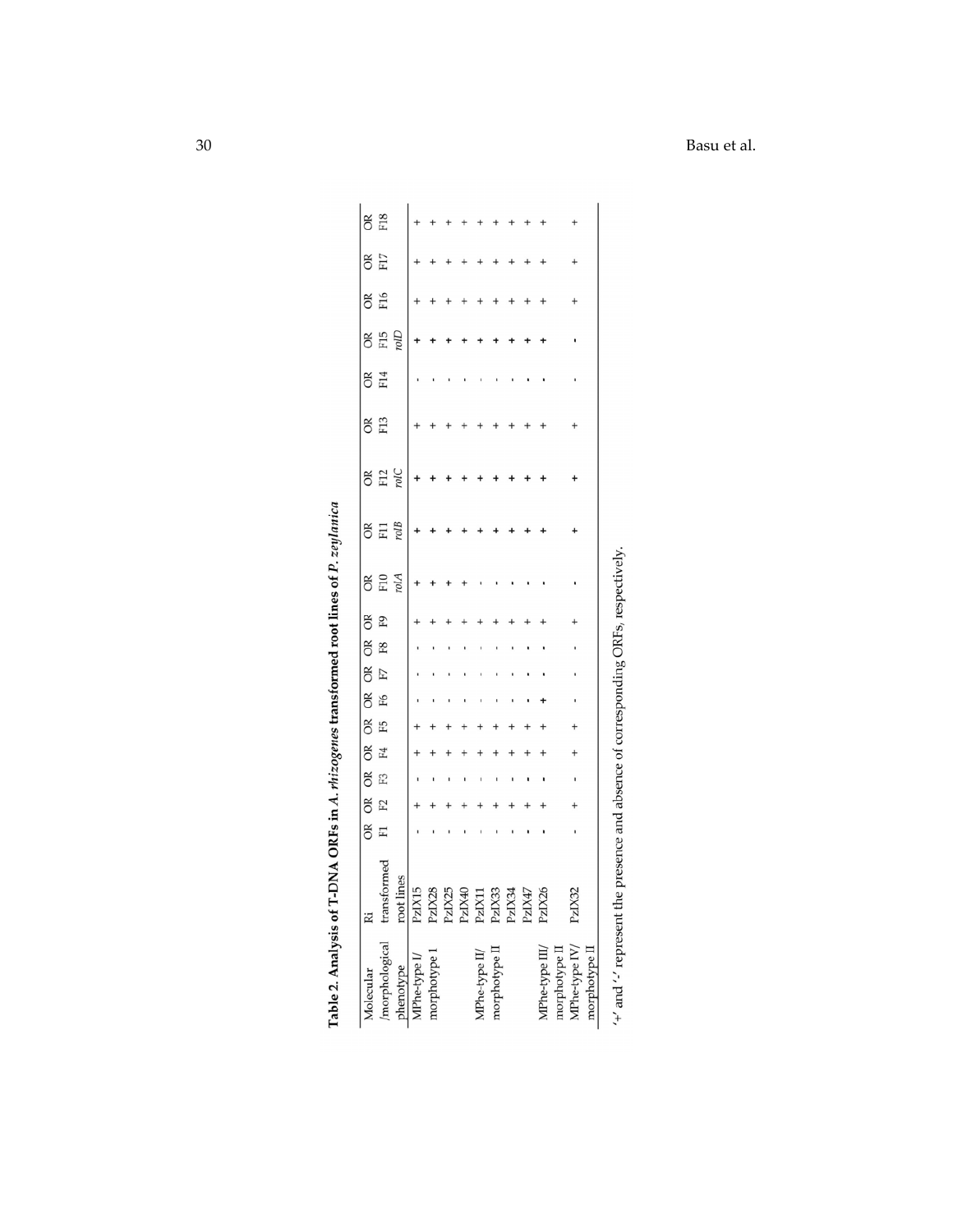**Table 2. Analysis of T-DNA ORFs in *A. rhizogenes* transformed root lines of *P. zeylanica***

| Molecular /morphological phenotype | Ri transformed root lines | OR F1 | OR F2 | OR F3 | OR F4 | OR F5 | OR F6 | OR F7 | OR F8 | OR F9 | OR F10 *rolA* | OR F11 *rolB* | OR F12 *rolC* | OR F13 | OR F14 | OR F15 *rolD* | OR F16 | OR F17 | OR F18 |
|---|---|---|---|---|---|---|---|---|---|---|---|---|---|---|---|---|---|---|---|
| MPhe-type I/ morphotype I | PzIX15 | - | + | - | + | + | - | - | - | + | + | + | + | + | - | + | + | + | + |
| | PzIX28 | - | + | - | + | + | - | - | - | + | + | + | + | + | - | + | + | + | + |
| | PzIX25 | - | + | - | + | + | - | - | - | + | + | + | + | + | - | + | + | + | + |
| | PzIX40 | - | + | - | + | + | - | - | - | + | + | + | + | + | - | + | + | + | + |
| MPhe-type II/ morphotype II | PzIX11 | - | + | - | + | + | - | - | - | + | - | + | + | + | - | + | + | + | + |
| | PzIX33 | - | + | - | + | + | - | - | - | + | - | + | + | + | - | + | + | + | + |
| | PzIX34 | - | + | - | + | + | - | - | - | + | - | + | + | + | - | + | + | + | + |
| | PzIX47 | - | + | - | + | + | - | - | - | + | - | + | + | + | - | + | + | + | + |
| MPhe-type III/ morphotype II | PzIX26 | - | + | - | + | + | + | - | - | + | - | + | + | + | - | + | + | + | + |
| MPhe-type IV/ morphotype II | PzIX32 | - | + | - | + | + | - | - | - | + | - | + | + | + | - | - | + | + | + |

'+' and '-' represent the presence and absence of corresponding ORFs, respectively.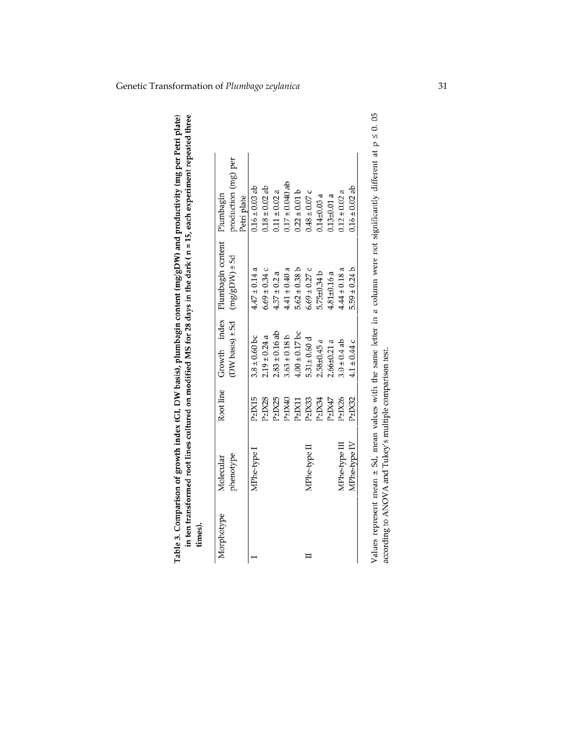**Table 3.** Comparison of growth index (GI, DW basis), plumbagin content (mg/gDW) and productivity (mg per Petri plate) in ten transformed root lines cultured on modified MS for 28 days in the dark ( n = 15, each experiment repeated three times).

| Morphotype | Molecular phenotype | Root line | Growth index (DW basis) ± Sd | Plumbagin content (mg/gDW) ± Sd | Plumbagin production (mg) per Petri plate |
|---|---|---|---|---|---|
| I | MPhe-type I | PzIX15 | 3.8 ± 0.60 bc | 4.47 ± 0.14 a | 0.16 ± 0.03 ab |
| | | PzIX28 | 2.19 ± 0.24 a | 6.69 ± 0.34 c | 0.18 ± 0.02 ab |
| | | PzIX25 | 2.83 ± 0.16 ab | 4.37 ± 0.2 a | 0.11 ± 0.02 a |
| | | PzIX40 | 3.63 ± 0.18 b | 4.41 ± 0.40 a | 0.17 ± 0.040 ab |
| | | PzIX11 | 4.00 ± 0.17 bc | 5.62 ± 0.38 b | 0.22 ± 0.01 b |
| II | MPhe-type II | PzIX33 | 5.31± 0.60 d | 6.69 ± 0.27 c | 0.48 ± 0.07 c |
| | | PzIX34 | 2.58±0.45 a | 5.75±0.34 b | 0.14±0.03 a |
| | | PzIX47 | 2.66±0.21 a | 4.81±0.16 a | 0.13±0.01 a |
| | MPhe-type III | PzIX26 | 3.0 ± 0.4 ab | 4.44 ± 0.18 a | 0.12 ± 0.02 a |
| | MPhe-type IV | PzIX32 | 4.1 ± 0.44 c | 5.59 ± 0.24 b | 0.16 ± 0.02 ab |

Values represent mean ± Sd, mean values with the same letter in a column were not significantly different at $p \leq 0.05$ according to ANOVA and Tukey's multiple comparison test.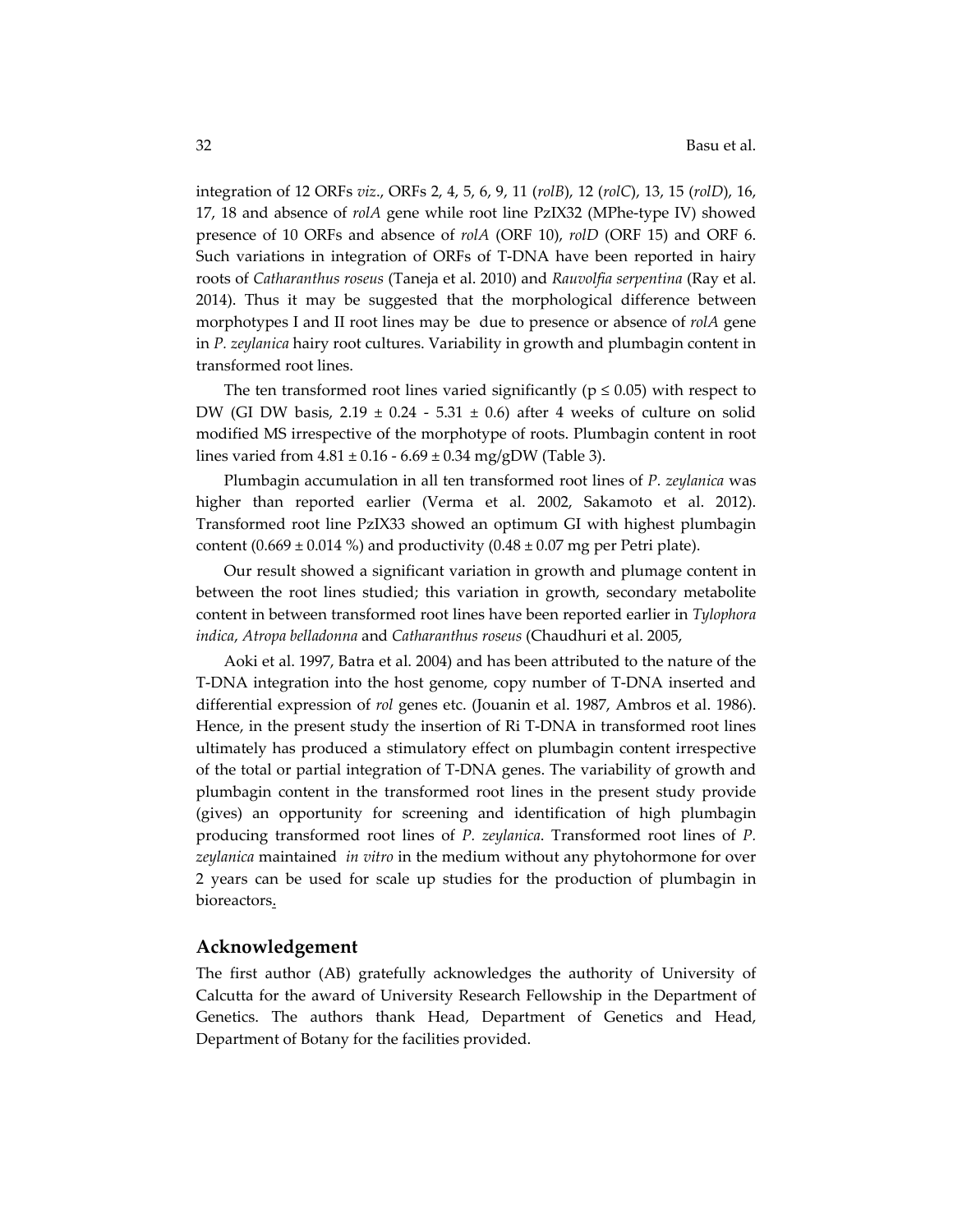integration of 12 ORFs *viz*., ORFs 2, 4, 5, 6, 9, 11 (*rolB*), 12 (*rolC*), 13, 15 (*rolD*), 16, 17, 18 and absence of *rolA* gene while root line PzIX32 (MPhe-type IV) showed presence of 10 ORFs and absence of *rolA* (ORF 10), *rolD* (ORF 15) and ORF 6. Such variations in integration of ORFs of T-DNA have been reported in hairy roots of *Catharanthus roseus* (Taneja et al. 2010) and *Rauvolfia serpentina* (Ray et al. 2014). Thus it may be suggested that the morphological difference between morphotypes I and II root lines may be due to presence or absence of *rolA* gene in *P. zeylanica* hairy root cultures. Variability in growth and plumbagin content in transformed root lines.

The ten transformed root lines varied significantly ($p \leq 0.05$) with respect to DW (GI DW basis, $2.19 \pm 0.24$ - $5.31 \pm 0.6$) after 4 weeks of culture on solid modified MS irrespective of the morphotype of roots. Plumbagin content in root lines varied from $4.81 \pm 0.16$ - $6.69 \pm 0.34$ mg/gDW (Table 3).

Plumbagin accumulation in all ten transformed root lines of *P. zeylanica* was higher than reported earlier (Verma et al. 2002, Sakamoto et al. 2012). Transformed root line PzIX33 showed an optimum GI with highest plumbagin content ($0.669 \pm 0.014$ %) and productivity ($0.48 \pm 0.07$ mg per Petri plate).

Our result showed a significant variation in growth and plumage content in between the root lines studied; this variation in growth, secondary metabolite content in between transformed root lines have been reported earlier in *Tylophora indica*, *Atropa belladonna* and *Catharanthus roseus* (Chaudhuri et al. 2005,

Aoki et al. 1997, Batra et al. 2004) and has been attributed to the nature of the T-DNA integration into the host genome, copy number of T-DNA inserted and differential expression of *rol* genes etc. (Jouanin et al. 1987, Ambros et al. 1986). Hence, in the present study the insertion of Ri T-DNA in transformed root lines ultimately has produced a stimulatory effect on plumbagin content irrespective of the total or partial integration of T-DNA genes. The variability of growth and plumbagin content in the transformed root lines in the present study provide (gives) an opportunity for screening and identification of high plumbagin producing transformed root lines of *P. zeylanica*. Transformed root lines of *P. zeylanica* maintained *in vitro* in the medium without any phytohormone for over 2 years can be used for scale up studies for the production of plumbagin in bioreactors.

## Acknowledgement

The first author (AB) gratefully acknowledges the authority of University of Calcutta for the award of University Research Fellowship in the Department of Genetics. The authors thank Head, Department of Genetics and Head, Department of Botany for the facilities provided.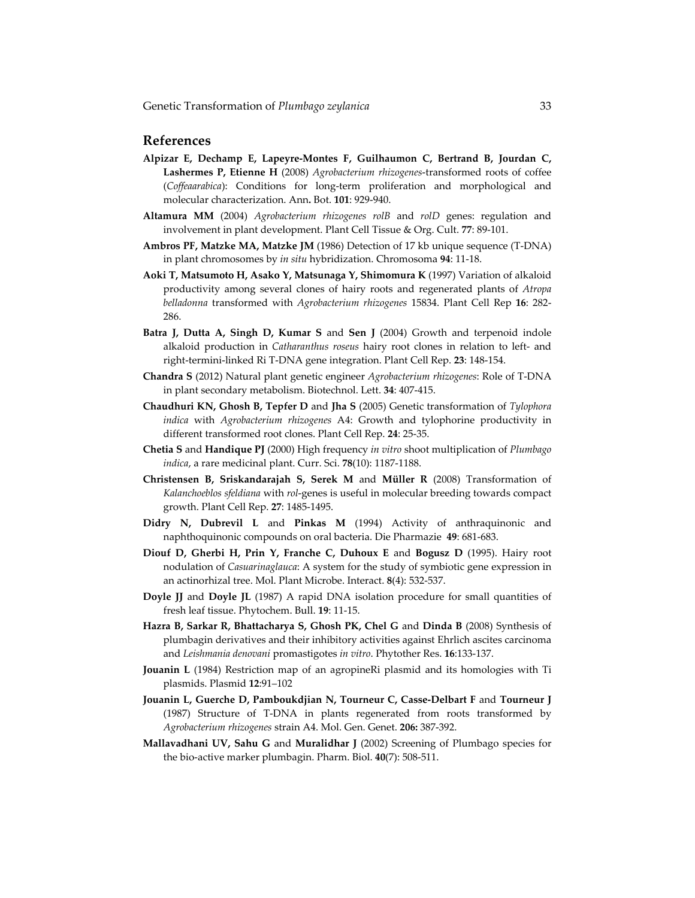## References

**Alpizar E, Dechamp E, Lapeyre-Montes F, Guilhaumon C, Bertrand B, Jourdan C, Lashermes P, Etienne H** (2008) *Agrobacterium rhizogenes*-transformed roots of coffee (*Coffeaarabica*): Conditions for long-term proliferation and morphological and molecular characterization. Ann**.** Bot. **101**: 929-940.

**Altamura MM** (2004) *Agrobacterium rhizogenes rolB* and *rolD* genes: regulation and involvement in plant development. Plant Cell Tissue & Org. Cult. **77**: 89-101.

**Ambros PF, Matzke MA, Matzke JM** (1986) Detection of 17 kb unique sequence (T-DNA) in plant chromosomes by *in situ* hybridization. Chromosoma **94**: 11-18.

**Aoki T, Matsumoto H, Asako Y, Matsunaga Y, Shimomura K** (1997) Variation of alkaloid productivity among several clones of hairy roots and regenerated plants of *Atropa belladonna* transformed with *Agrobacterium rhizogenes* 15834. Plant Cell Rep **16**: 282-286.

**Batra J, Dutta A, Singh D, Kumar S** and **Sen J** (2004) Growth and terpenoid indole alkaloid production in *Catharanthus roseus* hairy root clones in relation to left- and right-termini-linked Ri T-DNA gene integration. Plant Cell Rep. **23**: 148-154.

**Chandra S** (2012) Natural plant genetic engineer *Agrobacterium rhizogenes*: Role of T-DNA in plant secondary metabolism. Biotechnol. Lett. **34**: 407-415.

**Chaudhuri KN, Ghosh B, Tepfer D** and **Jha S** (2005) Genetic transformation of *Tylophora indica* with *Agrobacterium rhizogenes* A4: Growth and tylophorine productivity in different transformed root clones. Plant Cell Rep. **24**: 25-35.

**Chetia S** and **Handique PJ** (2000) High frequency *in vitro* shoot multiplication of *Plumbago indica*, a rare medicinal plant. Curr. Sci. **78**(10): 1187-1188.

**Christensen B, Sriskandarajah S, Serek M** and **Müller R** (2008) Transformation of *Kalanchoeblos sfeldiana* with *rol*-genes is useful in molecular breeding towards compact growth. Plant Cell Rep. **27**: 1485-1495.

**Didry N, Dubrevil L** and **Pinkas M** (1994) Activity of anthraquinonic and naphthoquinonic compounds on oral bacteria. Die Pharmazie **49**: 681-683.

**Diouf D, Gherbi H, Prin Y, Franche C, Duhoux E** and **Bogusz D** (1995). Hairy root nodulation of *Casuarinaglauca*: A system for the study of symbiotic gene expression in an actinorhizal tree. Mol. Plant Microbe. Interact. **8**(4): 532-537.

**Doyle JJ** and **Doyle JL** (1987) A rapid DNA isolation procedure for small quantities of fresh leaf tissue. Phytochem. Bull. **19**: 11-15.

**Hazra B, Sarkar R, Bhattacharya S, Ghosh PK, Chel G** and **Dinda B** (2008) Synthesis of plumbagin derivatives and their inhibitory activities against Ehrlich ascites carcinoma and *Leishmania denovani* promastigotes *in vitro*. Phytother Res. **16**:133-137.

**Jouanin L** (1984) Restriction map of an agropineRi plasmid and its homologies with Ti plasmids. Plasmid **12**:91–102

**Jouanin L, Guerche D, Pamboukdjian N, Tourneur C, Casse-Delbart F** and **Tourneur J** (1987) Structure of T-DNA in plants regenerated from roots transformed by *Agrobacterium rhizogenes* strain A4. Mol. Gen. Genet. **206:** 387-392.

**Mallavadhani UV, Sahu G** and **Muralidhar J** (2002) Screening of Plumbago species for the bio-active marker plumbagin. Pharm. Biol. **40**(7): 508-511.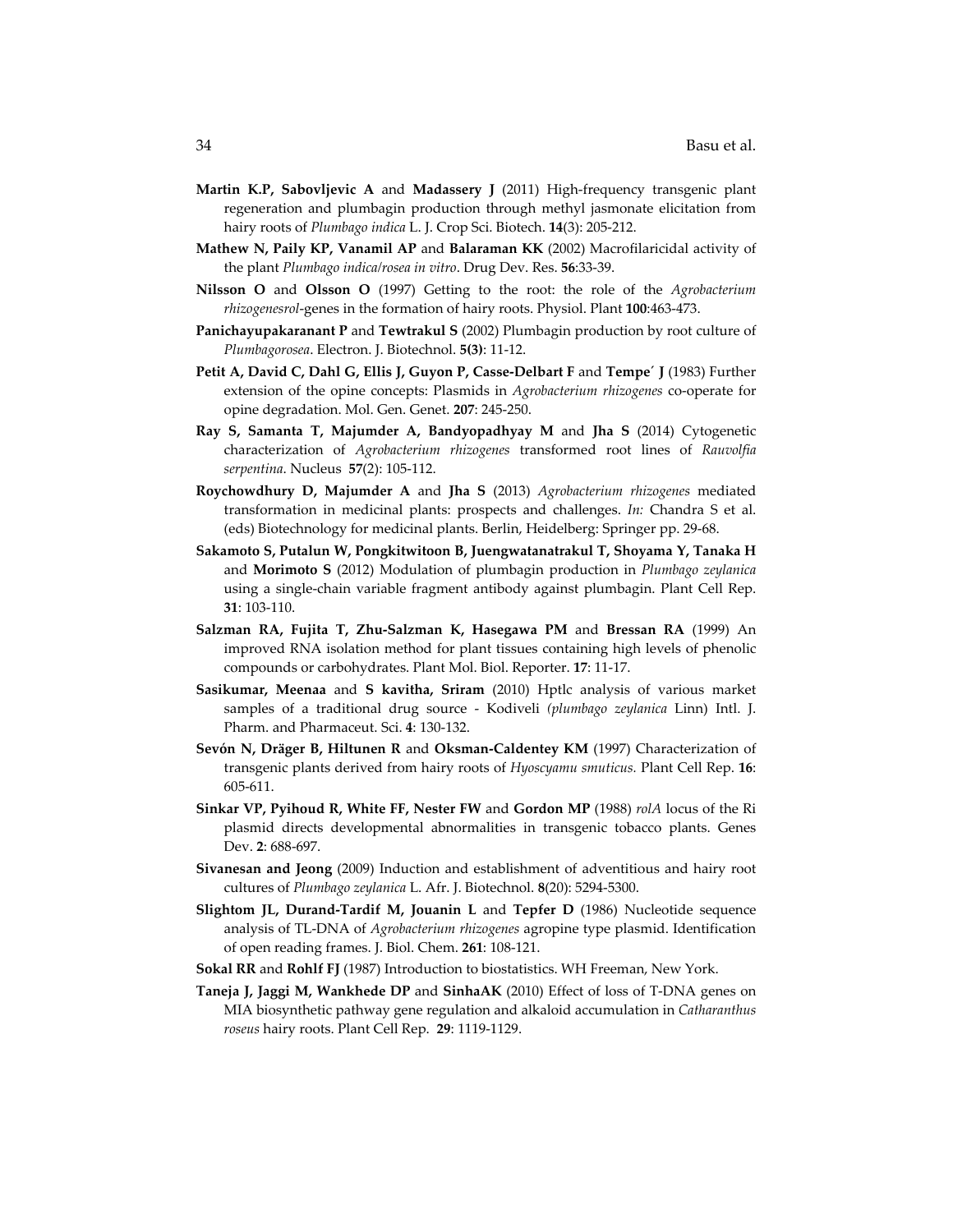**Martin K.P, Sabovljevic A** and **Madassery J** (2011) High-frequency transgenic plant regeneration and plumbagin production through methyl jasmonate elicitation from hairy roots of *Plumbago indica* L. J. Crop Sci. Biotech. **14**(3): 205-212.

**Mathew N, Paily KP, Vanamil AP** and **Balaraman KK** (2002) Macrofilaricidal activity of the plant *Plumbago indica/rosea in vitro*. Drug Dev. Res. **56**:33-39.

**Nilsson O** and **Olsson O** (1997) Getting to the root: the role of the *Agrobacterium rhizogenesrol*-genes in the formation of hairy roots. Physiol. Plant **100**:463-473.

**Panichayupakaranant P** and **Tewtrakul S** (2002) Plumbagin production by root culture of *Plumbagorosea*. Electron. J. Biotechnol. **5(3)**: 11-12.

**Petit A, David C, Dahl G, Ellis J, Guyon P, Casse-Delbart F** and **Tempe´ J** (1983) Further extension of the opine concepts: Plasmids in *Agrobacterium rhizogenes* co-operate for opine degradation. Mol. Gen. Genet. **207**: 245-250.

**Ray S, Samanta T, Majumder A, Bandyopadhyay M** and **Jha S** (2014) Cytogenetic characterization of *Agrobacterium rhizogenes* transformed root lines of *Rauvolfia serpentina*. Nucleus **57**(2): 105-112.

**Roychowdhury D, Majumder A** and **Jha S** (2013) *Agrobacterium rhizogenes* mediated transformation in medicinal plants: prospects and challenges. *In:* Chandra S et al. (eds) Biotechnology for medicinal plants. Berlin, Heidelberg: Springer pp. 29-68.

**Sakamoto S, Putalun W, Pongkitwitoon B, Juengwatanatrakul T, Shoyama Y, Tanaka H** and **Morimoto S** (2012) Modulation of plumbagin production in *Plumbago zeylanica* using a single-chain variable fragment antibody against plumbagin. Plant Cell Rep. **31**: 103-110.

**Salzman RA, Fujita T, Zhu-Salzman K, Hasegawa PM** and **Bressan RA** (1999) An improved RNA isolation method for plant tissues containing high levels of phenolic compounds or carbohydrates. Plant Mol. Biol. Reporter. **17**: 11-17.

**Sasikumar, Meenaa** and **S kavitha, Sriram** (2010) Hptlc analysis of various market samples of a traditional drug source - Kodiveli *(plumbago zeylanica* Linn) Intl. J. Pharm. and Pharmaceut. Sci. **4**: 130-132.

**Sevón N, Dräger B, Hiltunen R** and **Oksman-Caldentey KM** (1997) Characterization of transgenic plants derived from hairy roots of *Hyoscyamu smuticus.* Plant Cell Rep. **16**: 605-611.

**Sinkar VP, Pyihoud R, White FF, Nester FW** and **Gordon MP** (1988) *rolA* locus of the Ri plasmid directs developmental abnormalities in transgenic tobacco plants. Genes Dev. **2**: 688-697.

**Sivanesan and Jeong** (2009) Induction and establishment of adventitious and hairy root cultures of *Plumbago zeylanica* L. Afr. J. Biotechnol. **8**(20): 5294-5300.

**Slightom JL, Durand-Tardif M, Jouanin L** and **Tepfer D** (1986) Nucleotide sequence analysis of TL-DNA of *Agrobacterium rhizogenes* agropine type plasmid. Identification of open reading frames. J. Biol. Chem. **261**: 108-121.

**Sokal RR** and **Rohlf FJ** (1987) Introduction to biostatistics. WH Freeman, New York.

**Taneja J, Jaggi M, Wankhede DP** and **SinhaAK** (2010) Effect of loss of T-DNA genes on MIA biosynthetic pathway gene regulation and alkaloid accumulation in *Catharanthus roseus* hairy roots. Plant Cell Rep. **29**: 1119-1129.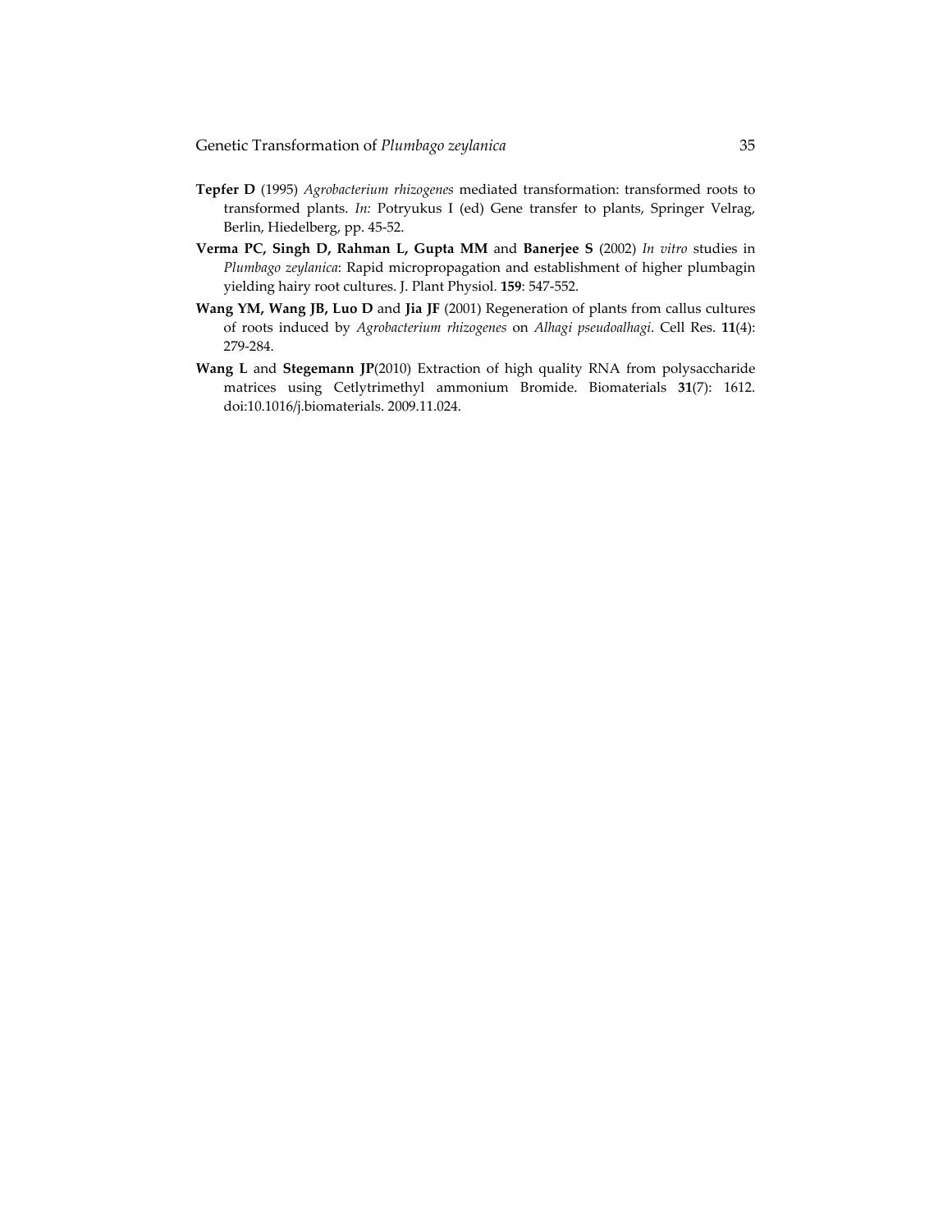**Tepfer D** (1995) *Agrobacterium rhizogenes* mediated transformation: transformed roots to transformed plants. *In:* Potryukus I (ed) Gene transfer to plants, Springer Velrag, Berlin, Hiedelberg, pp. 45-52.

**Verma PC, Singh D, Rahman L, Gupta MM** and **Banerjee S** (2002) *In vitro* studies in *Plumbago zeylanica*: Rapid micropropagation and establishment of higher plumbagin yielding hairy root cultures. J. Plant Physiol. **159**: 547-552.

**Wang YM, Wang JB, Luo D** and **Jia JF** (2001) Regeneration of plants from callus cultures of roots induced by *Agrobacterium rhizogenes* on *Alhagi pseudoalhagi*. Cell Res. **11**(4): 279-284.

**Wang L** and **Stegemann JP**(2010) Extraction of high quality RNA from polysaccharide matrices using Cetlytrimethyl ammonium Bromide. Biomaterials **31**(7): 1612. doi:10.1016/j.biomaterials. 2009.11.024.